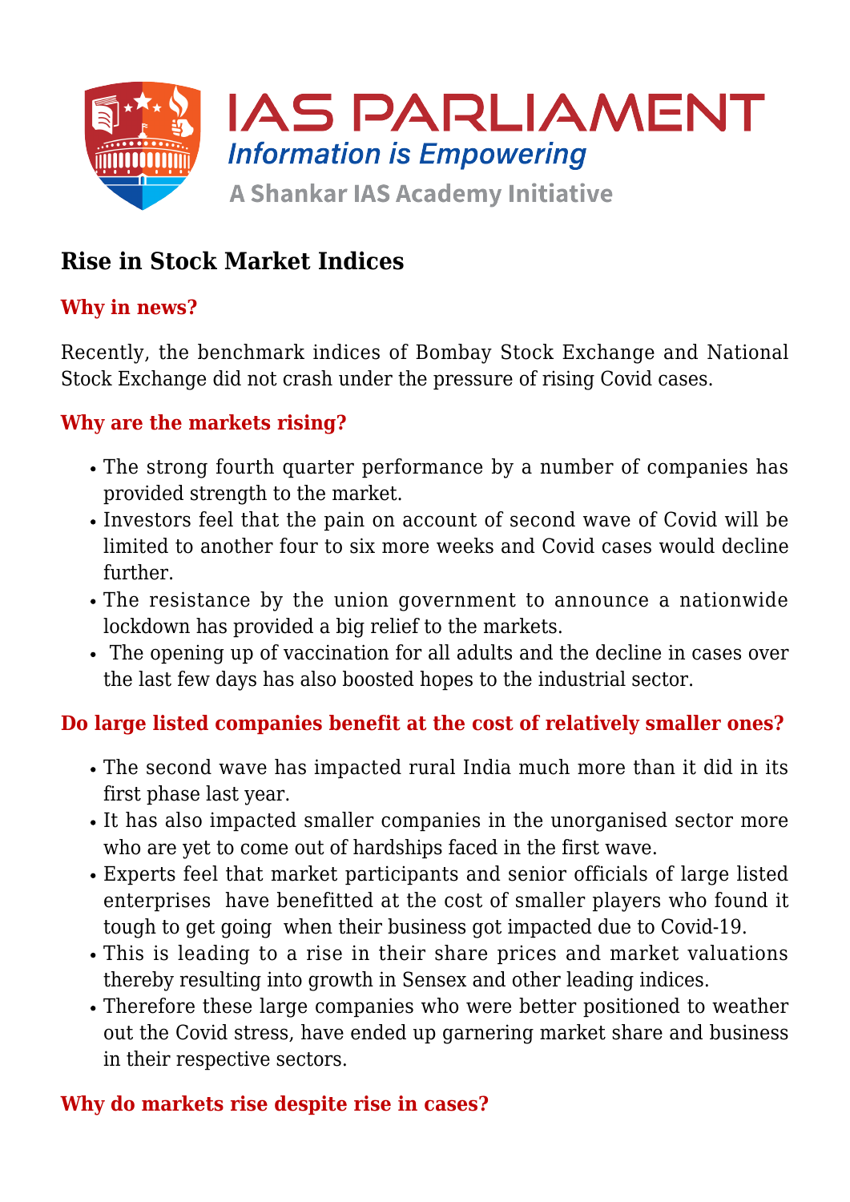# Rise in Stock Market Indices

## Why in news?

Recently, the benchmark indices of Bombay Stock Exchange and National Stock Exchange did not crash under the pressure of rising Covid cases.

## Why are the markets rising?

- The strong fourth quarter performance by a number of companies has provided strength to the market.
- Investors feel that the pain on account of second wave of Covid will be limited to another four to six more weeks and Covid cases would decline further.
- The resistance by the union government to announce a nationwide lockdown has provided a big relief to the markets.
- The opening up of vaccination for all adults and the decline in cases over the last few days has also boosted hopes to the industrial sector.

## Do large listed companies benefit at the cost of relatively smaller ones?

- The second wave has impacted rural India much more than it did in its first phase last year.
- It has also impacted smaller companies in the unorganised sector more who are yet to come out of hardships faced in the first wave.
- Experts feel that market participants and senior officials of large listed enterprises have benefitted at the cost of smaller players who found it tough to get going when their business got impacted due to Covid-19.
- This is leading to a rise in their share prices and market valuations thereby resulting into growth in Sensex and other leading indices.
- Therefore these large companies who were better positioned to weather out the Covid stress, have ended up garnering market share and business in their respective sectors.

## Why do markets rise despite rise in cases?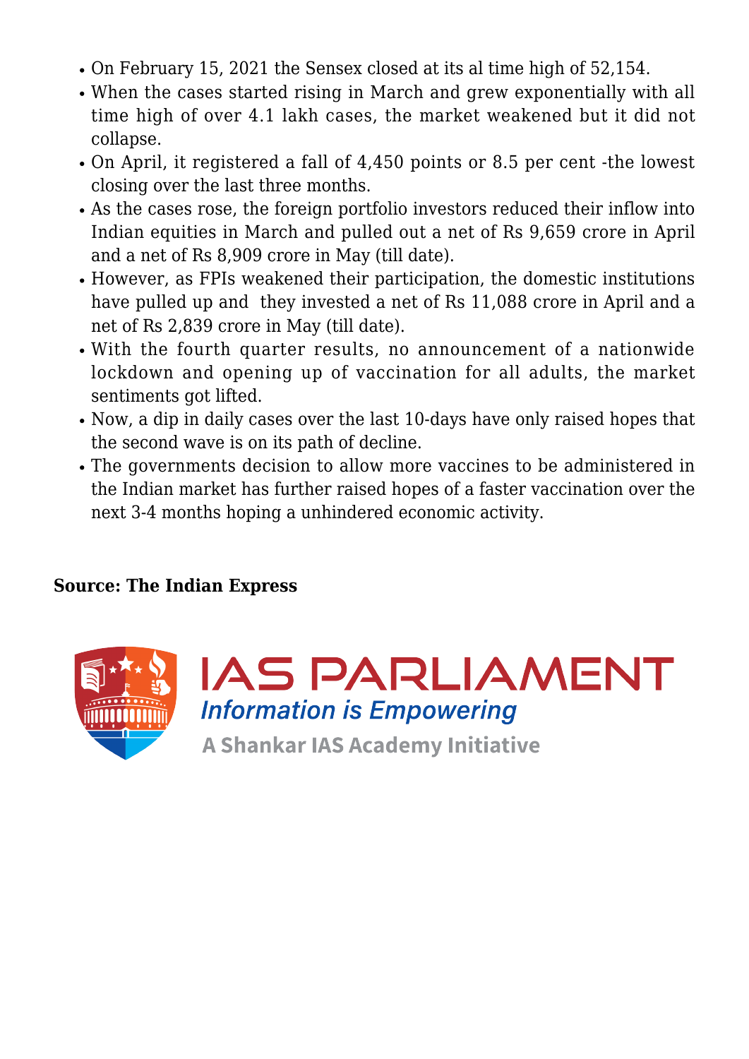- On February 15, 2021 the Sensex closed at its al time high of 52,154.
- When the cases started rising in March and grew exponentially with all time high of over 4.1 lakh cases, the market weakened but it did not collapse.
- On April, it registered a fall of 4,450 points or 8.5 per cent -the lowest closing over the last three months.
- As the cases rose, the foreign portfolio investors reduced their inflow into Indian equities in March and pulled out a net of Rs 9,659 crore in April and a net of Rs 8,909 crore in May (till date).
- However, as FPIs weakened their participation, the domestic institutions have pulled up and they invested a net of Rs 11,088 crore in April and a net of Rs 2,839 crore in May (till date).
- With the fourth quarter results, no announcement of a nationwide lockdown and opening up of vaccination for all adults, the market sentiments got lifted.
- Now, a dip in daily cases over the last 10-days have only raised hopes that the second wave is on its path of decline.
- The governments decision to allow more vaccines to be administered in the Indian market has further raised hopes of a faster vaccination over the next 3-4 months hoping a unhindered economic activity.

**Source: The Indian Express**

IAS PARLIAMENT

*Information is Empowering*

A Shankar IAS Academy Initiative